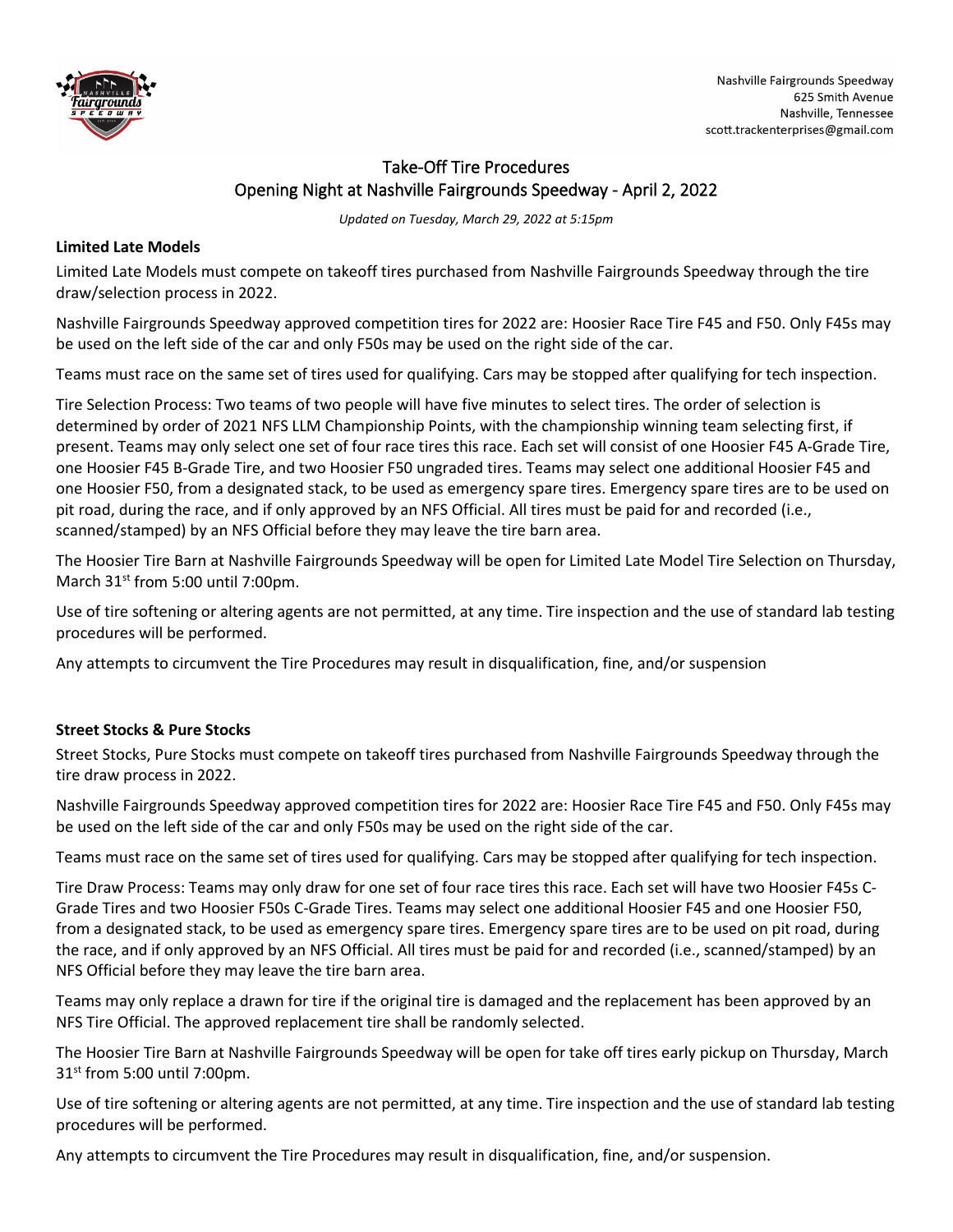Nashville Fairgrounds Speedway
625 Smith Avenue
Nashville, Tennessee
scott.trackenterprises@gmail.com

# Take-Off Tire Procedures
## Opening Night at Nashville Fairgrounds Speedway - April 2, 2022

*Updated on Tuesday, March 29, 2022 at 5:15pm*

### Limited Late Models

Limited Late Models must compete on takeoff tires purchased from Nashville Fairgrounds Speedway through the tire draw/selection process in 2022.

Nashville Fairgrounds Speedway approved competition tires for 2022 are: Hoosier Race Tire F45 and F50. Only F45s may be used on the left side of the car and only F50s may be used on the right side of the car.

Teams must race on the same set of tires used for qualifying. Cars may be stopped after qualifying for tech inspection.

Tire Selection Process: Two teams of two people will have five minutes to select tires. The order of selection is determined by order of 2021 NFS LLM Championship Points, with the championship winning team selecting first, if present. Teams may only select one set of four race tires this race. Each set will consist of one Hoosier F45 A-Grade Tire, one Hoosier F45 B-Grade Tire, and two Hoosier F50 ungraded tires. Teams may select one additional Hoosier F45 and one Hoosier F50, from a designated stack, to be used as emergency spare tires. Emergency spare tires are to be used on pit road, during the race, and if only approved by an NFS Official. All tires must be paid for and recorded (i.e., scanned/stamped) by an NFS Official before they may leave the tire barn area.

The Hoosier Tire Barn at Nashville Fairgrounds Speedway will be open for Limited Late Model Tire Selection on Thursday, March 31st from 5:00 until 7:00pm.

Use of tire softening or altering agents are not permitted, at any time. Tire inspection and the use of standard lab testing procedures will be performed.

Any attempts to circumvent the Tire Procedures may result in disqualification, fine, and/or suspension

### Street Stocks & Pure Stocks

Street Stocks, Pure Stocks must compete on takeoff tires purchased from Nashville Fairgrounds Speedway through the tire draw process in 2022.

Nashville Fairgrounds Speedway approved competition tires for 2022 are: Hoosier Race Tire F45 and F50. Only F45s may be used on the left side of the car and only F50s may be used on the right side of the car.

Teams must race on the same set of tires used for qualifying. Cars may be stopped after qualifying for tech inspection.

Tire Draw Process: Teams may only draw for one set of four race tires this race. Each set will have two Hoosier F45s C-Grade Tires and two Hoosier F50s C-Grade Tires. Teams may select one additional Hoosier F45 and one Hoosier F50, from a designated stack, to be used as emergency spare tires. Emergency spare tires are to be used on pit road, during the race, and if only approved by an NFS Official. All tires must be paid for and recorded (i.e., scanned/stamped) by an NFS Official before they may leave the tire barn area.

Teams may only replace a drawn for tire if the original tire is damaged and the replacement has been approved by an NFS Tire Official. The approved replacement tire shall be randomly selected.

The Hoosier Tire Barn at Nashville Fairgrounds Speedway will be open for take off tires early pickup on Thursday, March 31st from 5:00 until 7:00pm.

Use of tire softening or altering agents are not permitted, at any time. Tire inspection and the use of standard lab testing procedures will be performed.

Any attempts to circumvent the Tire Procedures may result in disqualification, fine, and/or suspension.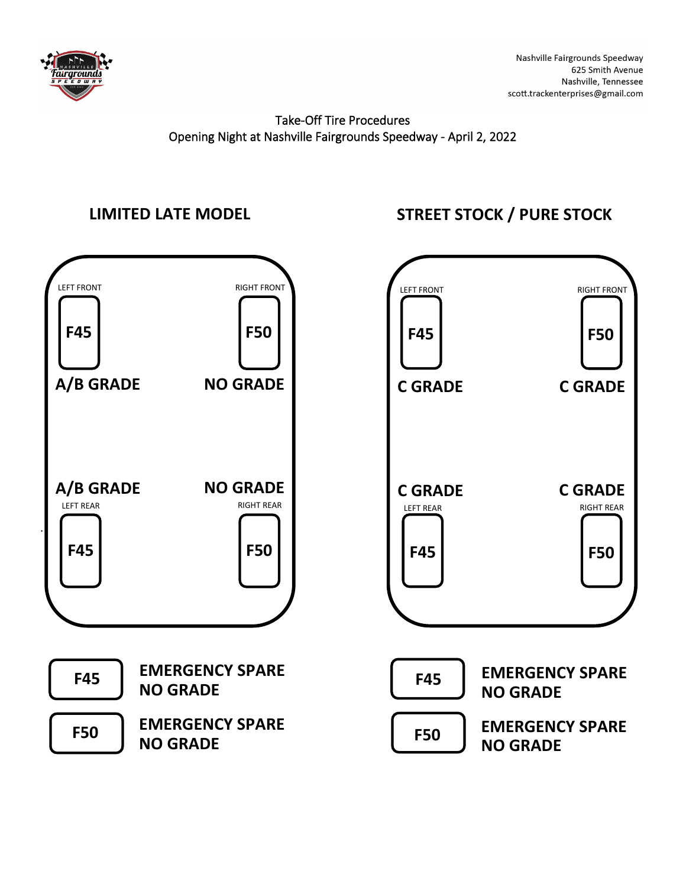Nashville Fairgrounds Speedway
625 Smith Avenue
Nashville, Tennessee
scott.trackenterprises@gmail.com

Take-Off Tire Procedures
Opening Night at Nashville Fairgrounds Speedway - April 2, 2022

## LIMITED LATE MODEL

LEFT FRONT
**F45**
**A/B GRADE**

RIGHT FRONT
**F50**
**NO GRADE**

**A/B GRADE**
LEFT REAR
**F45**

**NO GRADE**
RIGHT REAR
**F50**

**F45** — **EMERGENCY SPARE NO GRADE**

**F50** — **EMERGENCY SPARE NO GRADE**

## STREET STOCK / PURE STOCK

LEFT FRONT
**F45**
**C GRADE**

RIGHT FRONT
**F50**
**C GRADE**

**C GRADE**
LEFT REAR
**F45**

**C GRADE**
RIGHT REAR
**F50**

**F45** — **EMERGENCY SPARE NO GRADE**

**F50** — **EMERGENCY SPARE NO GRADE**